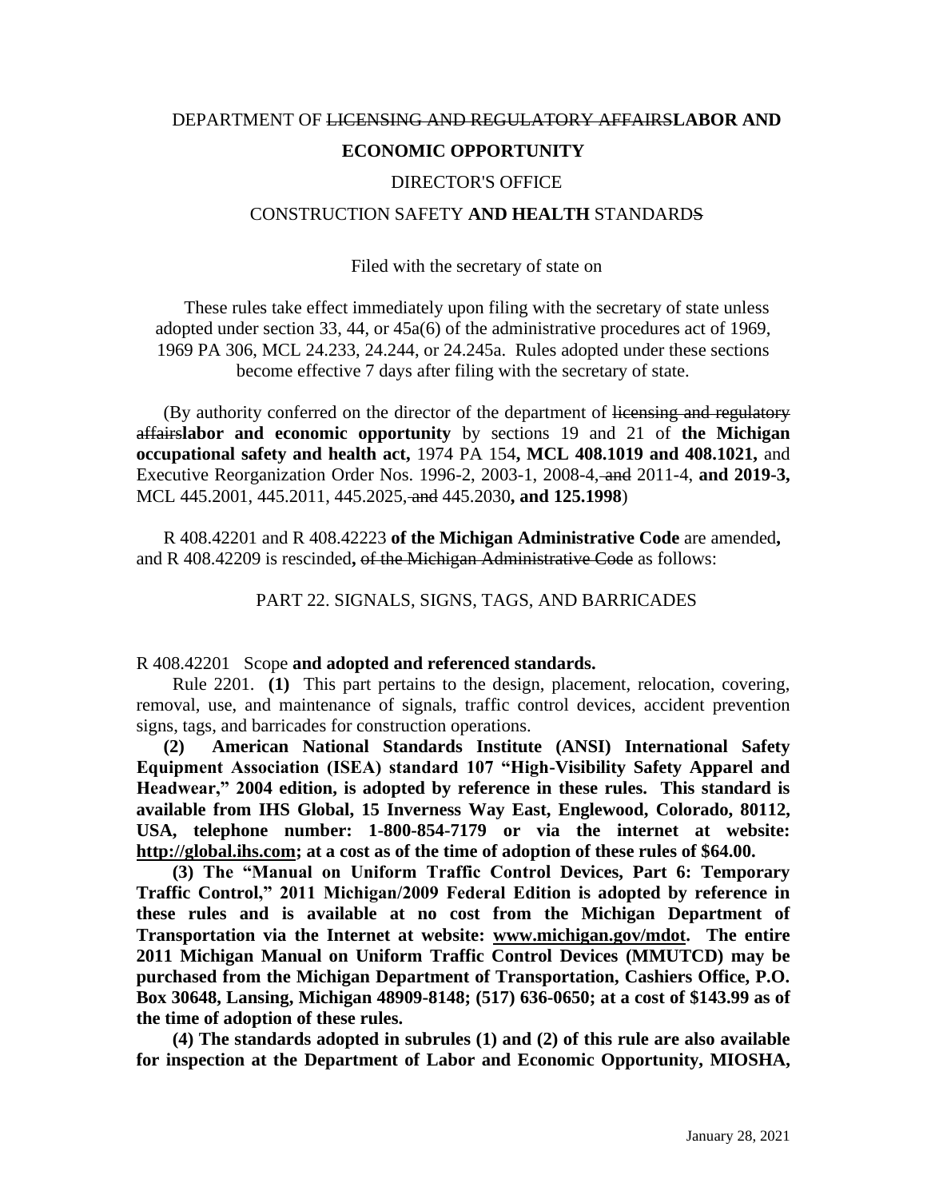DEPARTMENT OF ~~LICENSING AND REGULATORY AFFAIRS~~**LABOR AND ECONOMIC OPPORTUNITY**

DIRECTOR'S OFFICE

CONSTRUCTION SAFETY **AND HEALTH** STANDARD~~S~~

Filed with the secretary of state on

These rules take effect immediately upon filing with the secretary of state unless adopted under section 33, 44, or 45a(6) of the administrative procedures act of 1969, 1969 PA 306, MCL 24.233, 24.244, or 24.245a. Rules adopted under these sections become effective 7 days after filing with the secretary of state.

(By authority conferred on the director of the department of ~~licensing and regulatory affairs~~**labor and economic opportunity** by sections 19 and 21 of **the Michigan occupational safety and health act,** 1974 PA 154**, MCL 408.1019 and 408.1021,** and Executive Reorganization Order Nos. 1996-2, 2003-1, 2008-4,~~ and~~ 2011-4, **and 2019-3,** MCL 445.2001, 445.2011, 445.2025,~~ and~~ 445.2030**, and 125.1998**)

R 408.42201 and R 408.42223 **of the Michigan Administrative Code** are amended**,** and R 408.42209 is rescinded**,** ~~of the Michigan Administrative Code~~ as follows:

PART 22. SIGNALS, SIGNS, TAGS, AND BARRICADES

R 408.42201 Scope **and adopted and referenced standards.**

Rule 2201. **(1)** This part pertains to the design, placement, relocation, covering, removal, use, and maintenance of signals, traffic control devices, accident prevention signs, tags, and barricades for construction operations.

**(2) American National Standards Institute (ANSI) International Safety Equipment Association (ISEA) standard 107 "High-Visibility Safety Apparel and Headwear," 2004 edition, is adopted by reference in these rules. This standard is available from IHS Global, 15 Inverness Way East, Englewood, Colorado, 80112, USA, telephone number: 1-800-854-7179 or via the internet at website: http://global.ihs.com; at a cost as of the time of adoption of these rules of $64.00.**

**(3) The "Manual on Uniform Traffic Control Devices, Part 6: Temporary Traffic Control," 2011 Michigan/2009 Federal Edition is adopted by reference in these rules and is available at no cost from the Michigan Department of Transportation via the Internet at website: www.michigan.gov/mdot. The entire 2011 Michigan Manual on Uniform Traffic Control Devices (MMUTCD) may be purchased from the Michigan Department of Transportation, Cashiers Office, P.O. Box 30648, Lansing, Michigan 48909-8148; (517) 636-0650; at a cost of $143.99 as of the time of adoption of these rules.**

**(4) The standards adopted in subrules (1) and (2) of this rule are also available for inspection at the Department of Labor and Economic Opportunity, MIOSHA,**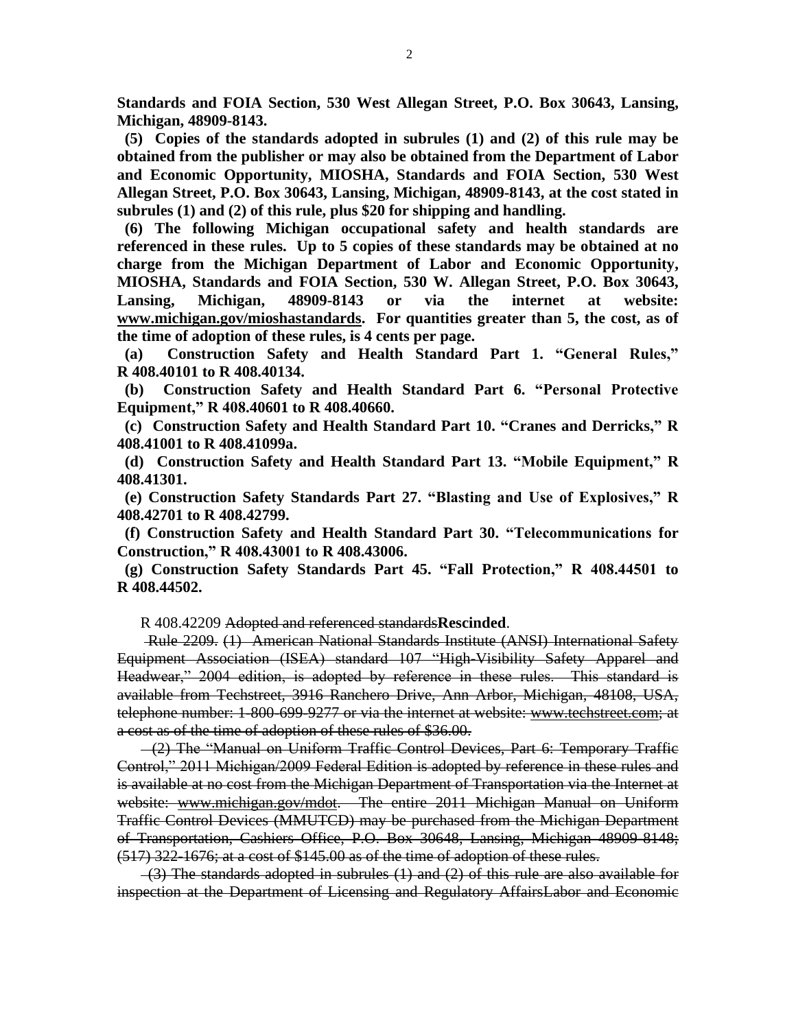**Standards and FOIA Section, 530 West Allegan Street, P.O. Box 30643, Lansing, Michigan, 48909-8143.**

**(5) Copies of the standards adopted in subrules (1) and (2) of this rule may be obtained from the publisher or may also be obtained from the Department of Labor and Economic Opportunity, MIOSHA, Standards and FOIA Section, 530 West Allegan Street, P.O. Box 30643, Lansing, Michigan, 48909-8143, at the cost stated in subrules (1) and (2) of this rule, plus $20 for shipping and handling.**

**(6) The following Michigan occupational safety and health standards are referenced in these rules. Up to 5 copies of these standards may be obtained at no charge from the Michigan Department of Labor and Economic Opportunity, MIOSHA, Standards and FOIA Section, 530 W. Allegan Street, P.O. Box 30643, Lansing, Michigan, 48909-8143 or via the internet at website: www.michigan.gov/mioshastandards. For quantities greater than 5, the cost, as of the time of adoption of these rules, is 4 cents per page.**

**(a) Construction Safety and Health Standard Part 1. "General Rules," R 408.40101 to R 408.40134.**

**(b) Construction Safety and Health Standard Part 6. "Personal Protective Equipment," R 408.40601 to R 408.40660.**

**(c) Construction Safety and Health Standard Part 10. "Cranes and Derricks," R 408.41001 to R 408.41099a.**

**(d) Construction Safety and Health Standard Part 13. "Mobile Equipment," R 408.41301.**

**(e) Construction Safety Standards Part 27. "Blasting and Use of Explosives," R 408.42701 to R 408.42799.**

**(f) Construction Safety and Health Standard Part 30. "Telecommunications for Construction," R 408.43001 to R 408.43006.**

**(g) Construction Safety Standards Part 45. "Fall Protection," R 408.44501 to R 408.44502.**

R 408.42209 ~~Adopted and referenced standards~~**Rescinded**.

~~Rule 2209. (1) American National Standards Institute (ANSI) International Safety Equipment Association (ISEA) standard 107 "High-Visibility Safety Apparel and Headwear," 2004 edition, is adopted by reference in these rules. This standard is available from Techstreet, 3916 Ranchero Drive, Ann Arbor, Michigan, 48108, USA, telephone number: 1-800-699-9277 or via the internet at website: www.techstreet.com; at a cost as of the time of adoption of these rules of $36.00.~~

~~(2) The "Manual on Uniform Traffic Control Devices, Part 6: Temporary Traffic Control," 2011 Michigan/2009 Federal Edition is adopted by reference in these rules and is available at no cost from the Michigan Department of Transportation via the Internet at website: www.michigan.gov/mdot. The entire 2011 Michigan Manual on Uniform Traffic Control Devices (MMUTCD) may be purchased from the Michigan Department of Transportation, Cashiers Office, P.O. Box 30648, Lansing, Michigan 48909-8148; (517) 322-1676; at a cost of $145.00 as of the time of adoption of these rules.~~

~~(3) The standards adopted in subrules (1) and (2) of this rule are also available for inspection at the Department of Licensing and Regulatory AffairsLabor and Economic~~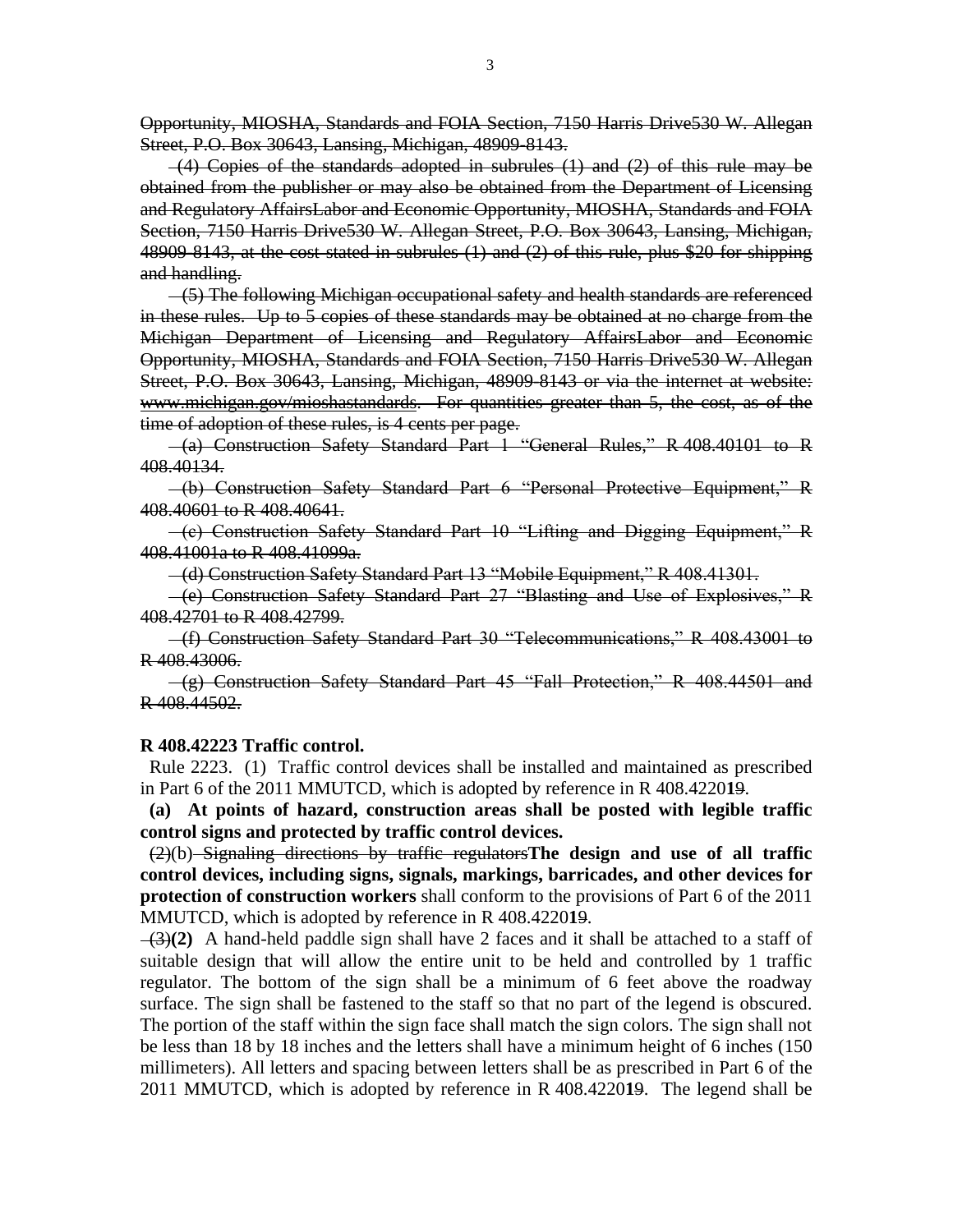~~Opportunity, MIOSHA, Standards and FOIA Section, 7150 Harris Drive~~530 W. Allegan Street, P.O. Box 30643, Lansing, Michigan, 48909-8143.~~

~~(4) Copies of the standards adopted in subrules (1) and (2) of this rule may be obtained from the publisher or may also be obtained from the Department of Licensing and Regulatory AffairsLabor and Economic Opportunity, MIOSHA, Standards and FOIA Section, 7150 Harris Drive530 W. Allegan Street, P.O. Box 30643, Lansing, Michigan, 48909-8143, at the cost stated in subrules (1) and (2) of this rule, plus $20 for shipping and handling.~~

~~(5) The following Michigan occupational safety and health standards are referenced in these rules. Up to 5 copies of these standards may be obtained at no charge from the Michigan Department of Licensing and Regulatory AffairsLabor and Economic Opportunity, MIOSHA, Standards and FOIA Section, 7150 Harris Drive530 W. Allegan Street, P.O. Box 30643, Lansing, Michigan, 48909-8143 or via the internet at website: www.michigan.gov/mioshastandards. For quantities greater than 5, the cost, as of the time of adoption of these rules, is 4 cents per page.~~

~~(a) Construction Safety Standard Part 1 "General Rules," R 408.40101 to R 408.40134.~~

~~(b) Construction Safety Standard Part 6 "Personal Protective Equipment," R 408.40601 to R 408.40641.~~

~~(c) Construction Safety Standard Part 10 "Lifting and Digging Equipment," R 408.41001a to R 408.41099a.~~

~~(d) Construction Safety Standard Part 13 "Mobile Equipment," R 408.41301.~~

~~(e) Construction Safety Standard Part 27 "Blasting and Use of Explosives," R 408.42701 to R 408.42799.~~

~~(f) Construction Safety Standard Part 30 "Telecommunications," R 408.43001 to R 408.43006.~~

~~(g) Construction Safety Standard Part 45 "Fall Protection," R 408.44501 and R 408.44502.~~

**R 408.42223 Traffic control.**

Rule 2223. (1) Traffic control devices shall be installed and maintained as prescribed in Part 6 of the 2011 MMUTCD, which is adopted by reference in R 408.4220**1**~~9~~.

**(a) At points of hazard, construction areas shall be posted with legible traffic control signs and protected by traffic control devices.**

~~(2)~~(b) ~~Signaling directions by traffic regulators~~**The design and use of all traffic control devices, including signs, signals, markings, barricades, and other devices for protection of construction workers** shall conform to the provisions of Part 6 of the 2011 MMUTCD, which is adopted by reference in R 408.4220**1**~~9~~.

~~(3)~~**(2)** A hand-held paddle sign shall have 2 faces and it shall be attached to a staff of suitable design that will allow the entire unit to be held and controlled by 1 traffic regulator. The bottom of the sign shall be a minimum of 6 feet above the roadway surface. The sign shall be fastened to the staff so that no part of the legend is obscured. The portion of the staff within the sign face shall match the sign colors. The sign shall not be less than 18 by 18 inches and the letters shall have a minimum height of 6 inches (150 millimeters). All letters and spacing between letters shall be as prescribed in Part 6 of the 2011 MMUTCD, which is adopted by reference in R 408.4220**1**~~9~~. The legend shall be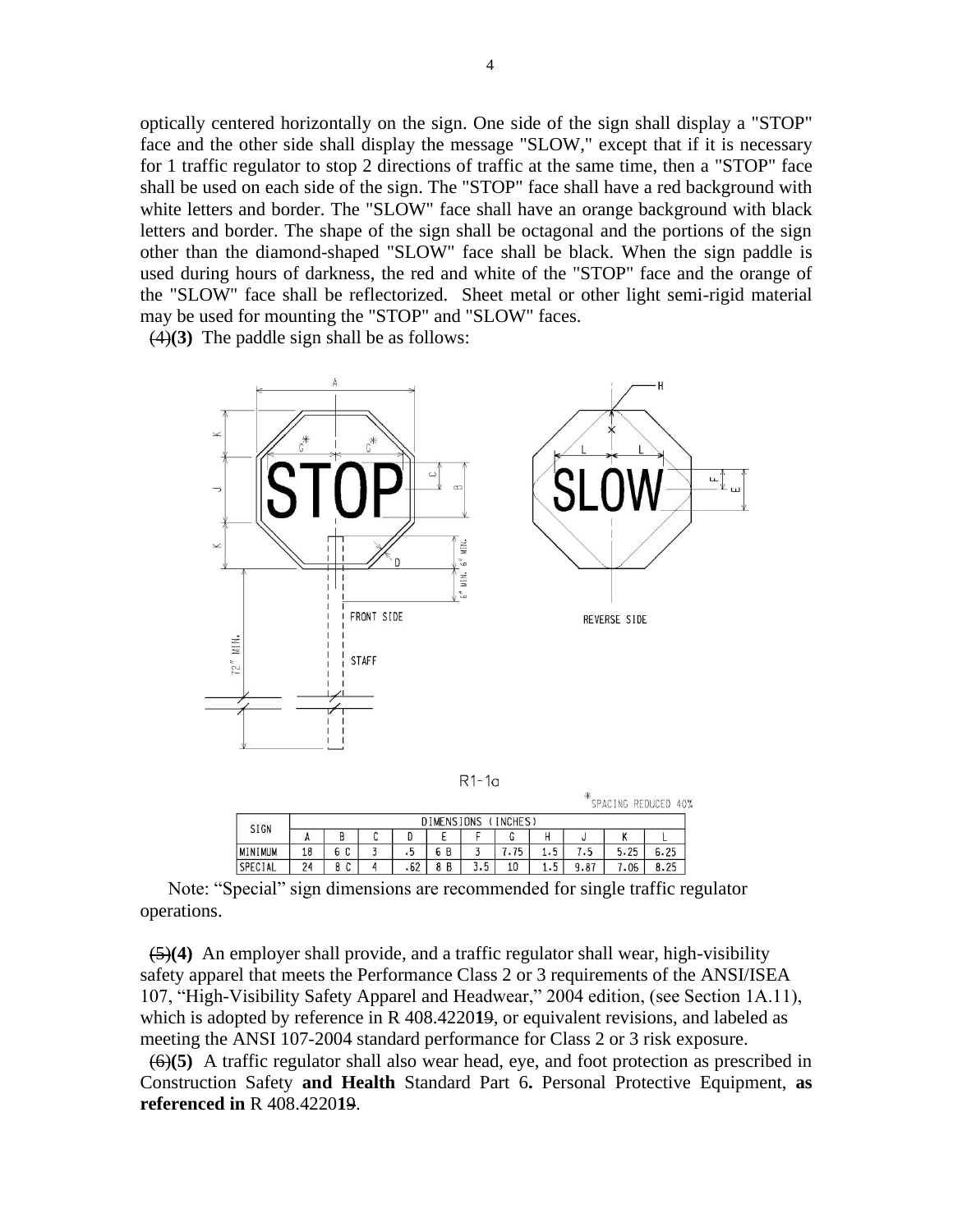optically centered horizontally on the sign. One side of the sign shall display a "STOP" face and the other side shall display the message "SLOW," except that if it is necessary for 1 traffic regulator to stop 2 directions of traffic at the same time, then a "STOP" face shall be used on each side of the sign. The "STOP" face shall have a red background with white letters and border. The "SLOW" face shall have an orange background with black letters and border. The shape of the sign shall be octagonal and the portions of the sign other than the diamond-shaped "SLOW" face shall be black. When the sign paddle is used during hours of darkness, the red and white of the "STOP" face and the orange of the "SLOW" face shall be reflectorized. Sheet metal or other light semi-rigid material may be used for mounting the "STOP" and "SLOW" faces.

~~(4)~~**(3)** The paddle sign shall be as follows:

STOP

SLOW

FRONT SIDE

REVERSE SIDE

STAFF

72" MIN.

6" MIN. 6" MIN.

R1-1a

*SPACING REDUCED 40%

| SIGN | DIMENSIONS (INCHES) | | | | | | | | | | |
|---|---|---|---|---|---|---|---|---|---|---|---|
| | A | B | C | D | E | F | G | H | J | K | L |
| MINIMUM | 18 | 6 C | 3 | .5 | 6 B | 3 | 7.75 | 1.5 | 7.5 | 5.25 | 6.25 |
| SPECIAL | 24 | 8 C | 4 | .62 | 8 B | 3.5 | 10 | 1.5 | 9.87 | 7.06 | 8.25 |

Note: "Special" sign dimensions are recommended for single traffic regulator operations.

~~(5)~~**(4)** An employer shall provide, and a traffic regulator shall wear, high-visibility safety apparel that meets the Performance Class 2 or 3 requirements of the ANSI/ISEA 107, "High-Visibility Safety Apparel and Headwear," 2004 edition, (see Section 1A.11), which is adopted by reference in R 408.4220**1**~~9~~, or equivalent revisions, and labeled as meeting the ANSI 107-2004 standard performance for Class 2 or 3 risk exposure.

~~(6)~~**(5)** A traffic regulator shall also wear head, eye, and foot protection as prescribed in Construction Safety **and Health** Standard Part 6**.** Personal Protective Equipment, **as referenced in** R 408.4220**1**~~9~~.